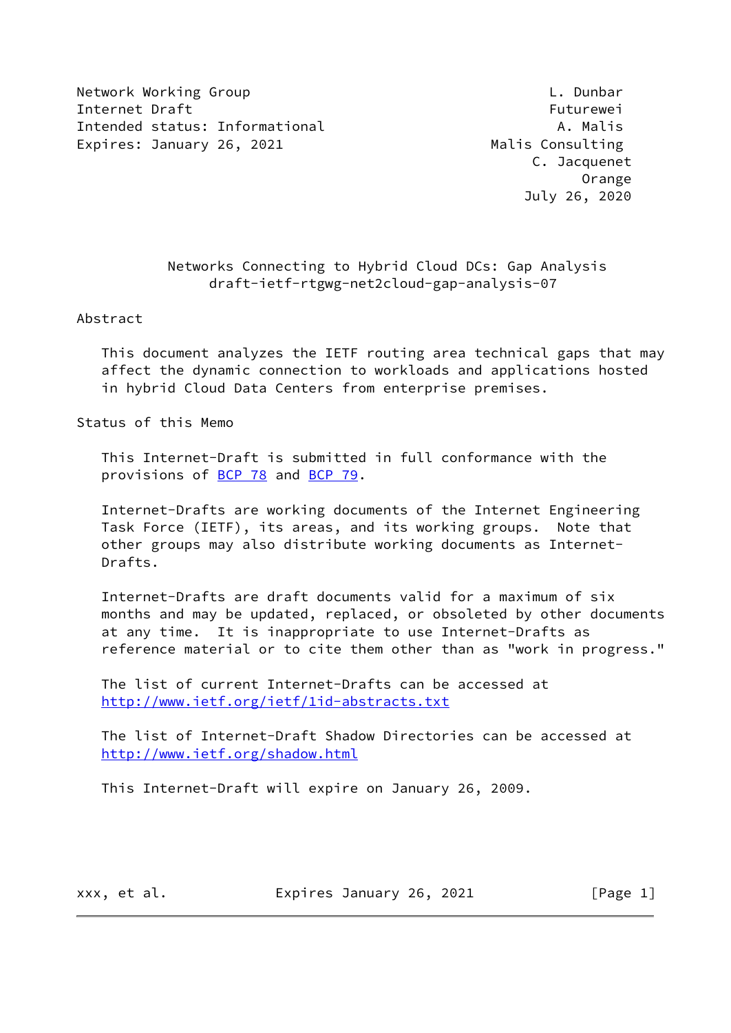Network Working Group L. Dunbar
Internet Draft Futurewei
Intended status: Informational A. Malis
Expires: January 26, 2021 Malis Consulting
C. Jacquenet
Orange
July 26, 2020

# Networks Connecting to Hybrid Cloud DCs: Gap Analysis
draft-ietf-rtgwg-net2cloud-gap-analysis-07

## Abstract

This document analyzes the IETF routing area technical gaps that may affect the dynamic connection to workloads and applications hosted in hybrid Cloud Data Centers from enterprise premises.

## Status of this Memo

This Internet-Draft is submitted in full conformance with the provisions of BCP 78 and BCP 79.

Internet-Drafts are working documents of the Internet Engineering Task Force (IETF), its areas, and its working groups. Note that other groups may also distribute working documents as Internet-Drafts.

Internet-Drafts are draft documents valid for a maximum of six months and may be updated, replaced, or obsoleted by other documents at any time. It is inappropriate to use Internet-Drafts as reference material or to cite them other than as "work in progress."

The list of current Internet-Drafts can be accessed at http://www.ietf.org/ietf/1id-abstracts.txt

The list of Internet-Draft Shadow Directories can be accessed at http://www.ietf.org/shadow.html

This Internet-Draft will expire on January 26, 2009.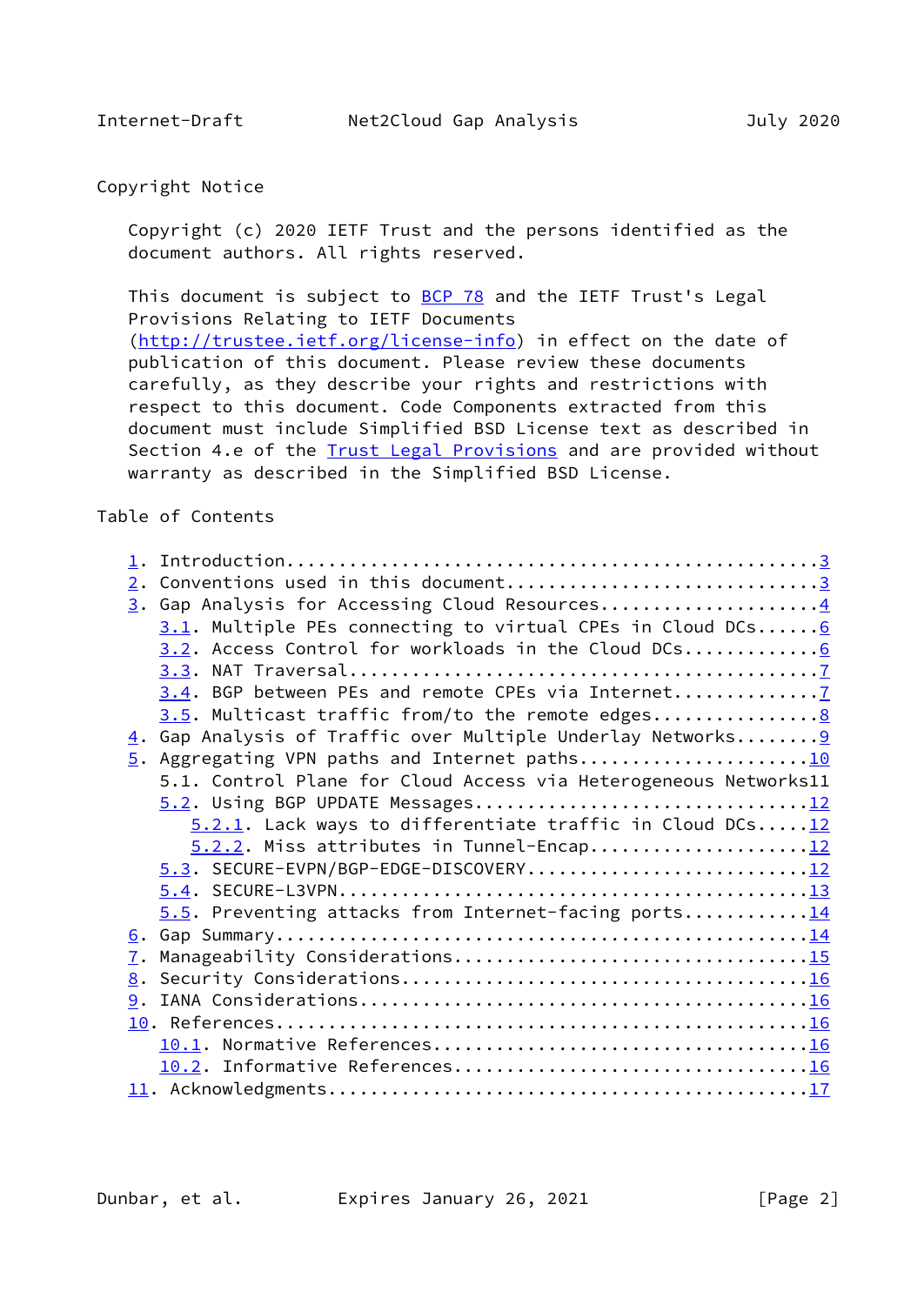## Copyright Notice

Copyright (c) 2020 IETF Trust and the persons identified as the document authors. All rights reserved.

This document is subject to BCP 78 and the IETF Trust's Legal Provisions Relating to IETF Documents (http://trustee.ietf.org/license-info) in effect on the date of publication of this document. Please review these documents carefully, as they describe your rights and restrictions with respect to this document. Code Components extracted from this document must include Simplified BSD License text as described in Section 4.e of the Trust Legal Provisions and are provided without warranty as described in the Simplified BSD License.

## Table of Contents

```
   1. Introduction..................................................3
   2. Conventions used in this document.............................3
   3. Gap Analysis for Accessing Cloud Resources....................4
      3.1. Multiple PEs connecting to virtual CPEs in Cloud DCs......6
      3.2. Access Control for workloads in the Cloud DCs............6
      3.3. NAT Traversal............................................7
      3.4. BGP between PEs and remote CPEs via Internet.............7
      3.5. Multicast traffic from/to the remote edges...............8
   4. Gap Analysis of Traffic over Multiple Underlay Networks........9
   5. Aggregating VPN paths and Internet paths......................10
      5.1. Control Plane for Cloud Access via Heterogeneous Networks11
      5.2. Using BGP UPDATE Messages...............................12
         5.2.1. Lack ways to differentiate traffic in Cloud DCs.....12
         5.2.2. Miss attributes in Tunnel-Encap....................12
      5.3. SECURE-EVPN/BGP-EDGE-DISCOVERY..........................12
      5.4. SECURE-L3VPN............................................13
      5.5. Preventing attacks from Internet-facing ports...........14
   6. Gap Summary..................................................14
   7. Manageability Considerations.................................15
   8. Security Considerations......................................16
   9. IANA Considerations..........................................16
   10. References..................................................16
      10.1. Normative References...................................16
      10.2. Informative References.................................16
   11. Acknowledgments.............................................17
```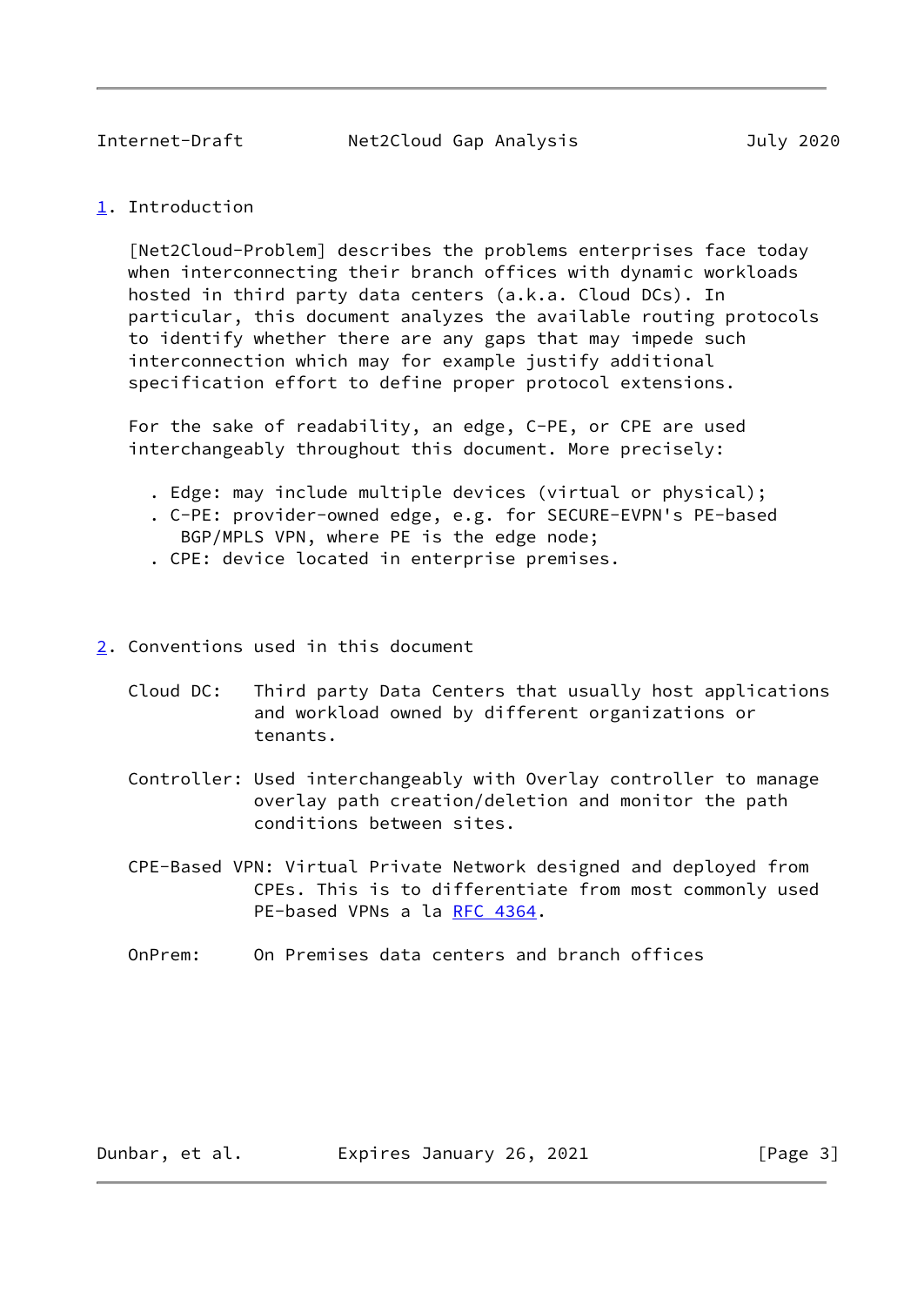# 1. Introduction

[Net2Cloud-Problem] describes the problems enterprises face today when interconnecting their branch offices with dynamic workloads hosted in third party data centers (a.k.a. Cloud DCs). In particular, this document analyzes the available routing protocols to identify whether there are any gaps that may impede such interconnection which may for example justify additional specification effort to define proper protocol extensions.

For the sake of readability, an edge, C-PE, or CPE are used interchangeably throughout this document. More precisely:

- Edge: may include multiple devices (virtual or physical);
- C-PE: provider-owned edge, e.g. for SECURE-EVPN's PE-based BGP/MPLS VPN, where PE is the edge node;
- CPE: device located in enterprise premises.

# 2. Conventions used in this document

Cloud DC: Third party Data Centers that usually host applications and workload owned by different organizations or tenants.

Controller: Used interchangeably with Overlay controller to manage overlay path creation/deletion and monitor the path conditions between sites.

CPE-Based VPN: Virtual Private Network designed and deployed from CPEs. This is to differentiate from most commonly used PE-based VPNs a la RFC 4364.

OnPrem: On Premises data centers and branch offices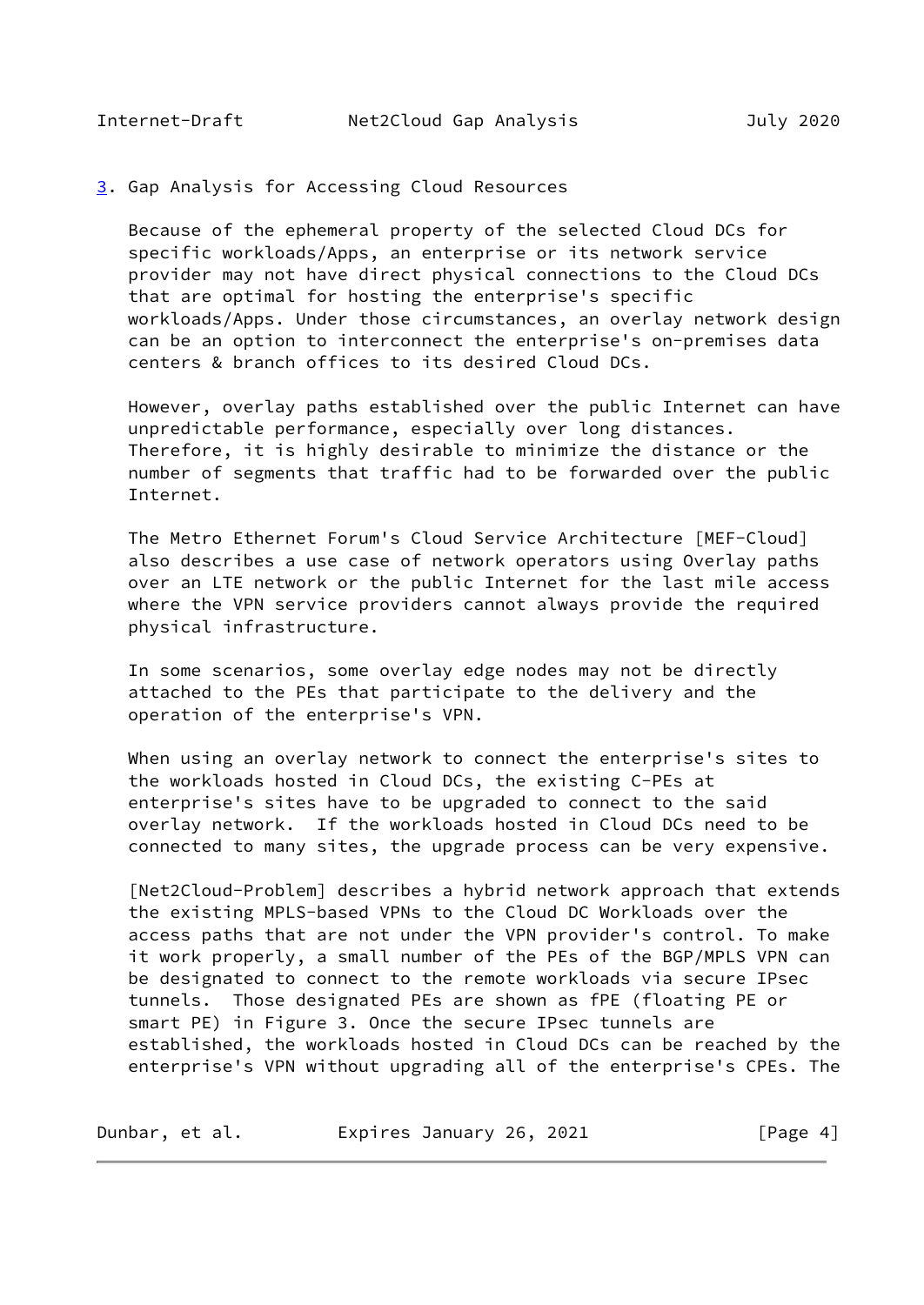## 3. Gap Analysis for Accessing Cloud Resources

Because of the ephemeral property of the selected Cloud DCs for specific workloads/Apps, an enterprise or its network service provider may not have direct physical connections to the Cloud DCs that are optimal for hosting the enterprise's specific workloads/Apps. Under those circumstances, an overlay network design can be an option to interconnect the enterprise's on-premises data centers & branch offices to its desired Cloud DCs.

However, overlay paths established over the public Internet can have unpredictable performance, especially over long distances. Therefore, it is highly desirable to minimize the distance or the number of segments that traffic had to be forwarded over the public Internet.

The Metro Ethernet Forum's Cloud Service Architecture [MEF-Cloud] also describes a use case of network operators using Overlay paths over an LTE network or the public Internet for the last mile access where the VPN service providers cannot always provide the required physical infrastructure.

In some scenarios, some overlay edge nodes may not be directly attached to the PEs that participate to the delivery and the operation of the enterprise's VPN.

When using an overlay network to connect the enterprise's sites to the workloads hosted in Cloud DCs, the existing C-PEs at enterprise's sites have to be upgraded to connect to the said overlay network. If the workloads hosted in Cloud DCs need to be connected to many sites, the upgrade process can be very expensive.

[Net2Cloud-Problem] describes a hybrid network approach that extends the existing MPLS-based VPNs to the Cloud DC Workloads over the access paths that are not under the VPN provider's control. To make it work properly, a small number of the PEs of the BGP/MPLS VPN can be designated to connect to the remote workloads via secure IPsec tunnels. Those designated PEs are shown as fPE (floating PE or smart PE) in Figure 3. Once the secure IPsec tunnels are established, the workloads hosted in Cloud DCs can be reached by the enterprise's VPN without upgrading all of the enterprise's CPEs. The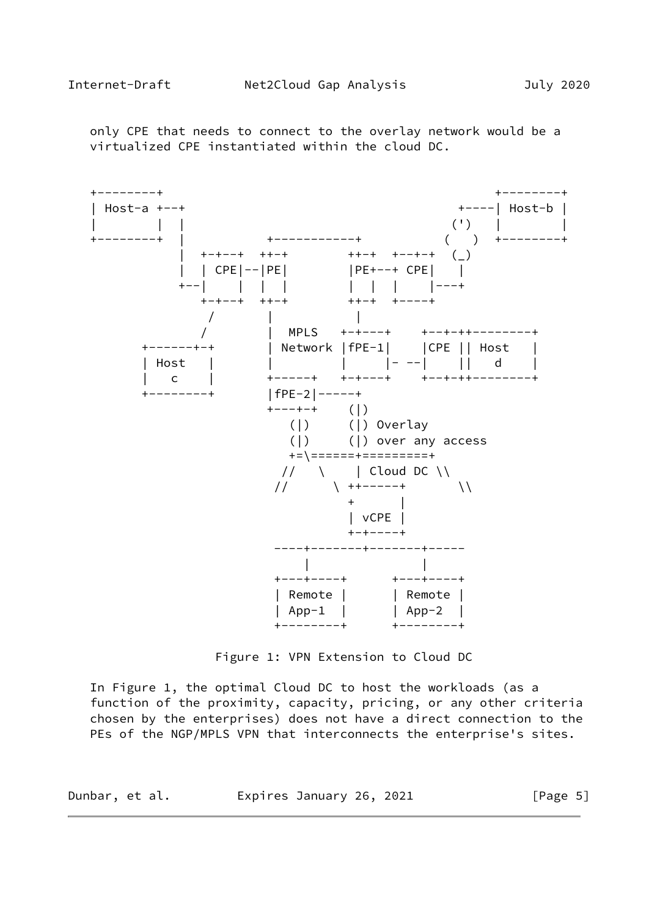only CPE that needs to connect to the overlay network would be a virtualized CPE instantiated within the cloud DC.

```
   +--------+                                          +--------+
   | Host-a +--+                                   +----| Host-b |
   |        |  |                                  (')   |        |
   +--------+  |           +-----------+          (   )  +--------+
               |  +-+--+  ++-+        ++-+  +--+-+  (_)
               |  | CPE|--|PE|        |PE+--+ CPE|   |
               +--|    |  |  |        |  |  |    |---+
                  +-+--+  ++-+        ++-+  +----+
                   /       |           |
                  /        |  MPLS   +-+---+    +--+-++--------+
          +------+-+       | Network |fPE-1|    |CPE || Host   |
          | Host   |       |         |     |- --|    ||   d    |
          |   c    |       +-----+   +-+---+    +--+-++--------+
          +--------+       |fPE-2|-----+
                           +---+-+    (|)
                              (|)     (|) Overlay
                              (|)     (|) over any access
                              +=\======+=========+
                             //   \    | Cloud DC \\
                            //      \ ++-----+       \\
                                      +      |
                                      | vCPE |
                                      +-+----+
                            ----+-------+-------+-----
                                |               |
                            +---+----+      +---+----+
                            | Remote |      | Remote |
                            | App-1  |      | App-2  |
                            +--------+      +--------+
```

Figure 1: VPN Extension to Cloud DC

In Figure 1, the optimal Cloud DC to host the workloads (as a function of the proximity, capacity, pricing, or any other criteria chosen by the enterprises) does not have a direct connection to the PEs of the NGP/MPLS VPN that interconnects the enterprise's sites.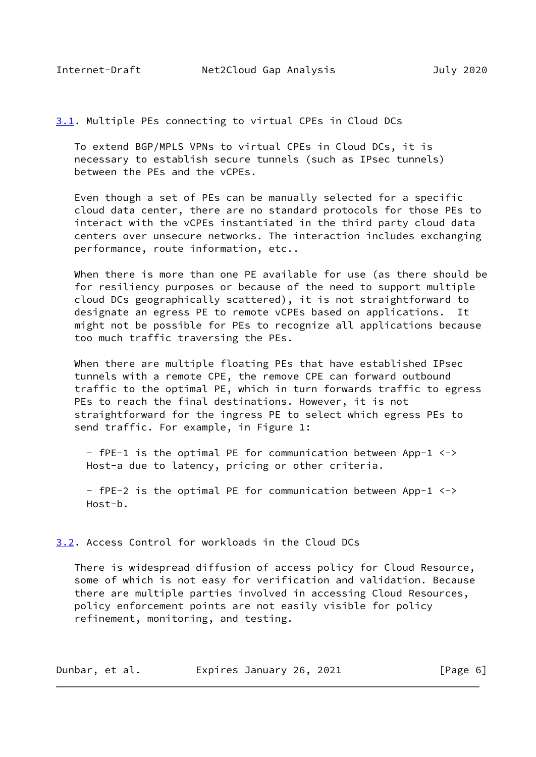### 3.1. Multiple PEs connecting to virtual CPEs in Cloud DCs

To extend BGP/MPLS VPNs to virtual CPEs in Cloud DCs, it is necessary to establish secure tunnels (such as IPsec tunnels) between the PEs and the vCPEs.

Even though a set of PEs can be manually selected for a specific cloud data center, there are no standard protocols for those PEs to interact with the vCPEs instantiated in the third party cloud data centers over unsecure networks. The interaction includes exchanging performance, route information, etc..

When there is more than one PE available for use (as there should be for resiliency purposes or because of the need to support multiple cloud DCs geographically scattered), it is not straightforward to designate an egress PE to remote vCPEs based on applications. It might not be possible for PEs to recognize all applications because too much traffic traversing the PEs.

When there are multiple floating PEs that have established IPsec tunnels with a remote CPE, the remove CPE can forward outbound traffic to the optimal PE, which in turn forwards traffic to egress PEs to reach the final destinations. However, it is not straightforward for the ingress PE to select which egress PEs to send traffic. For example, in Figure 1:

- fPE-1 is the optimal PE for communication between App-1 <-> Host-a due to latency, pricing or other criteria.

- fPE-2 is the optimal PE for communication between App-1 <-> Host-b.

### 3.2. Access Control for workloads in the Cloud DCs

There is widespread diffusion of access policy for Cloud Resource, some of which is not easy for verification and validation. Because there are multiple parties involved in accessing Cloud Resources, policy enforcement points are not easily visible for policy refinement, monitoring, and testing.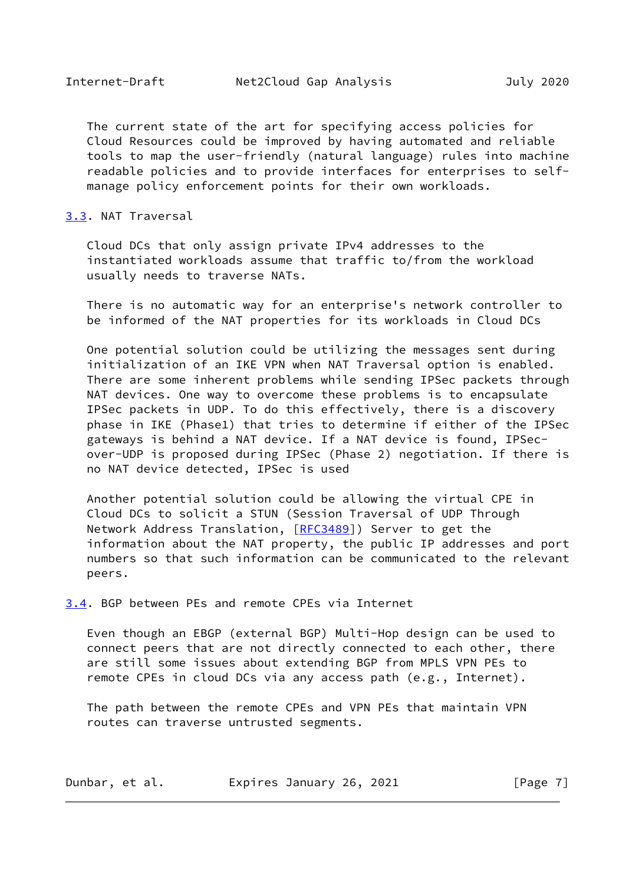The current state of the art for specifying access policies for Cloud Resources could be improved by having automated and reliable tools to map the user-friendly (natural language) rules into machine readable policies and to provide interfaces for enterprises to self-manage policy enforcement points for their own workloads.

### 3.3. NAT Traversal

Cloud DCs that only assign private IPv4 addresses to the instantiated workloads assume that traffic to/from the workload usually needs to traverse NATs.

There is no automatic way for an enterprise's network controller to be informed of the NAT properties for its workloads in Cloud DCs

One potential solution could be utilizing the messages sent during initialization of an IKE VPN when NAT Traversal option is enabled. There are some inherent problems while sending IPSec packets through NAT devices. One way to overcome these problems is to encapsulate IPSec packets in UDP. To do this effectively, there is a discovery phase in IKE (Phase1) that tries to determine if either of the IPSec gateways is behind a NAT device. If a NAT device is found, IPSec-over-UDP is proposed during IPSec (Phase 2) negotiation. If there is no NAT device detected, IPSec is used

Another potential solution could be allowing the virtual CPE in Cloud DCs to solicit a STUN (Session Traversal of UDP Through Network Address Translation, [RFC3489]) Server to get the information about the NAT property, the public IP addresses and port numbers so that such information can be communicated to the relevant peers.

### 3.4. BGP between PEs and remote CPEs via Internet

Even though an EBGP (external BGP) Multi-Hop design can be used to connect peers that are not directly connected to each other, there are still some issues about extending BGP from MPLS VPN PEs to remote CPEs in cloud DCs via any access path (e.g., Internet).

The path between the remote CPEs and VPN PEs that maintain VPN routes can traverse untrusted segments.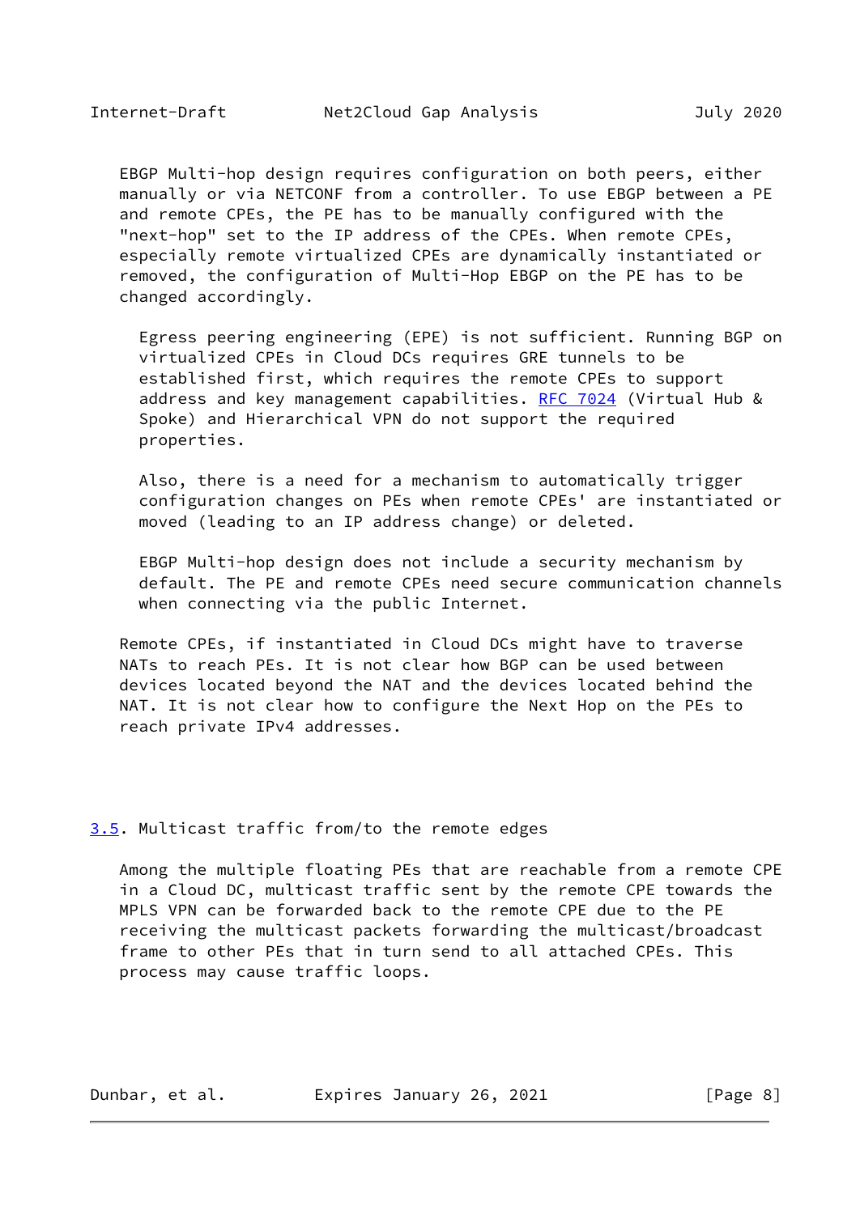EBGP Multi-hop design requires configuration on both peers, either manually or via NETCONF from a controller. To use EBGP between a PE and remote CPEs, the PE has to be manually configured with the "next-hop" set to the IP address of the CPEs. When remote CPEs, especially remote virtualized CPEs are dynamically instantiated or removed, the configuration of Multi-Hop EBGP on the PE has to be changed accordingly.

Egress peering engineering (EPE) is not sufficient. Running BGP on virtualized CPEs in Cloud DCs requires GRE tunnels to be established first, which requires the remote CPEs to support address and key management capabilities. RFC 7024 (Virtual Hub & Spoke) and Hierarchical VPN do not support the required properties.

Also, there is a need for a mechanism to automatically trigger configuration changes on PEs when remote CPEs' are instantiated or moved (leading to an IP address change) or deleted.

EBGP Multi-hop design does not include a security mechanism by default. The PE and remote CPEs need secure communication channels when connecting via the public Internet.

Remote CPEs, if instantiated in Cloud DCs might have to traverse NATs to reach PEs. It is not clear how BGP can be used between devices located beyond the NAT and the devices located behind the NAT. It is not clear how to configure the Next Hop on the PEs to reach private IPv4 addresses.

## 3.5. Multicast traffic from/to the remote edges

Among the multiple floating PEs that are reachable from a remote CPE in a Cloud DC, multicast traffic sent by the remote CPE towards the MPLS VPN can be forwarded back to the remote CPE due to the PE receiving the multicast packets forwarding the multicast/broadcast frame to other PEs that in turn send to all attached CPEs. This process may cause traffic loops.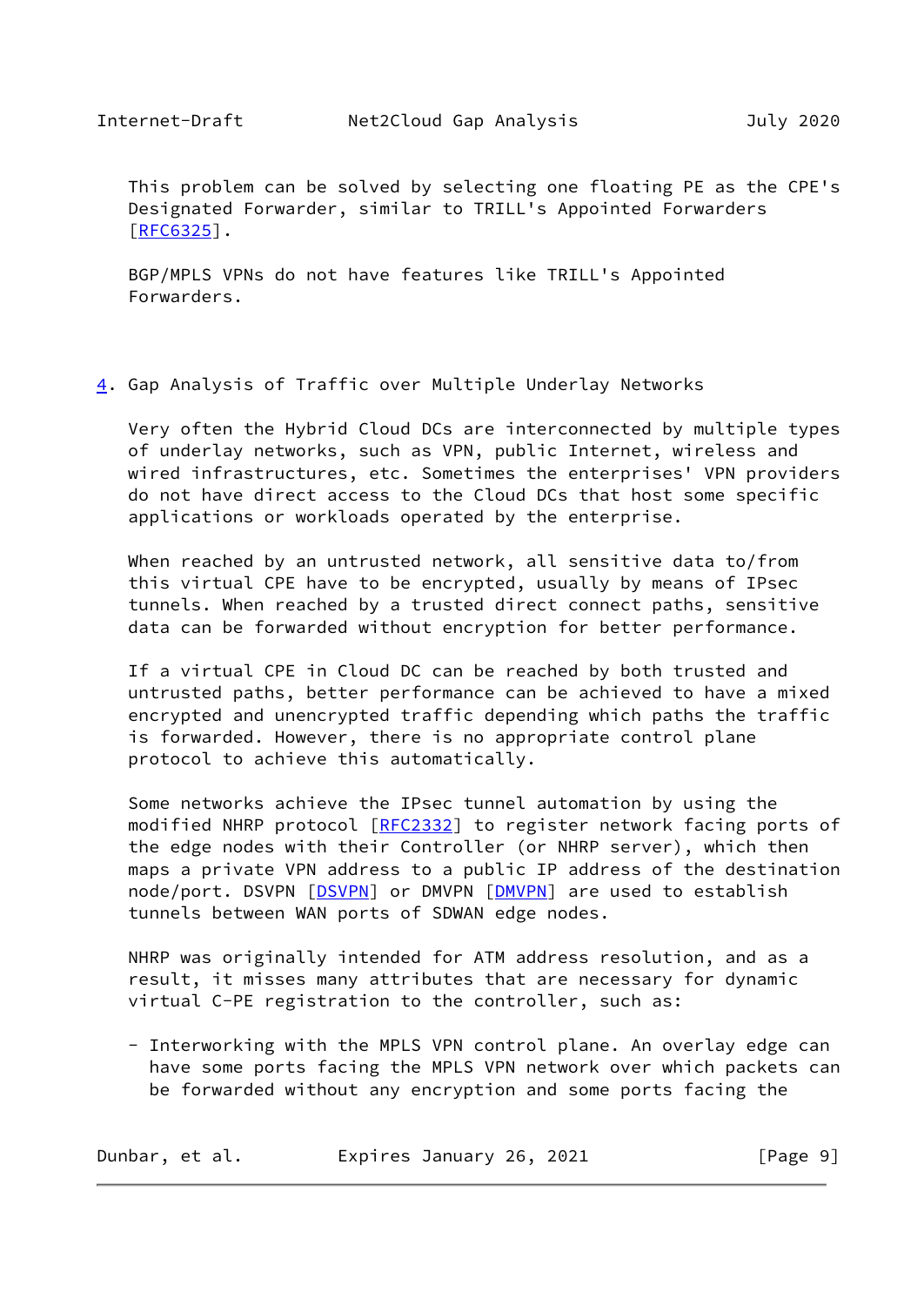This problem can be solved by selecting one floating PE as the CPE's Designated Forwarder, similar to TRILL's Appointed Forwarders [RFC6325].

BGP/MPLS VPNs do not have features like TRILL's Appointed Forwarders.

## 4. Gap Analysis of Traffic over Multiple Underlay Networks

Very often the Hybrid Cloud DCs are interconnected by multiple types of underlay networks, such as VPN, public Internet, wireless and wired infrastructures, etc. Sometimes the enterprises' VPN providers do not have direct access to the Cloud DCs that host some specific applications or workloads operated by the enterprise.

When reached by an untrusted network, all sensitive data to/from this virtual CPE have to be encrypted, usually by means of IPsec tunnels. When reached by a trusted direct connect paths, sensitive data can be forwarded without encryption for better performance.

If a virtual CPE in Cloud DC can be reached by both trusted and untrusted paths, better performance can be achieved to have a mixed encrypted and unencrypted traffic depending which paths the traffic is forwarded. However, there is no appropriate control plane protocol to achieve this automatically.

Some networks achieve the IPsec tunnel automation by using the modified NHRP protocol [RFC2332] to register network facing ports of the edge nodes with their Controller (or NHRP server), which then maps a private VPN address to a public IP address of the destination node/port. DSVPN [DSVPN] or DMVPN [DMVPN] are used to establish tunnels between WAN ports of SDWAN edge nodes.

NHRP was originally intended for ATM address resolution, and as a result, it misses many attributes that are necessary for dynamic virtual C-PE registration to the controller, such as:

- Interworking with the MPLS VPN control plane. An overlay edge can have some ports facing the MPLS VPN network over which packets can be forwarded without any encryption and some ports facing the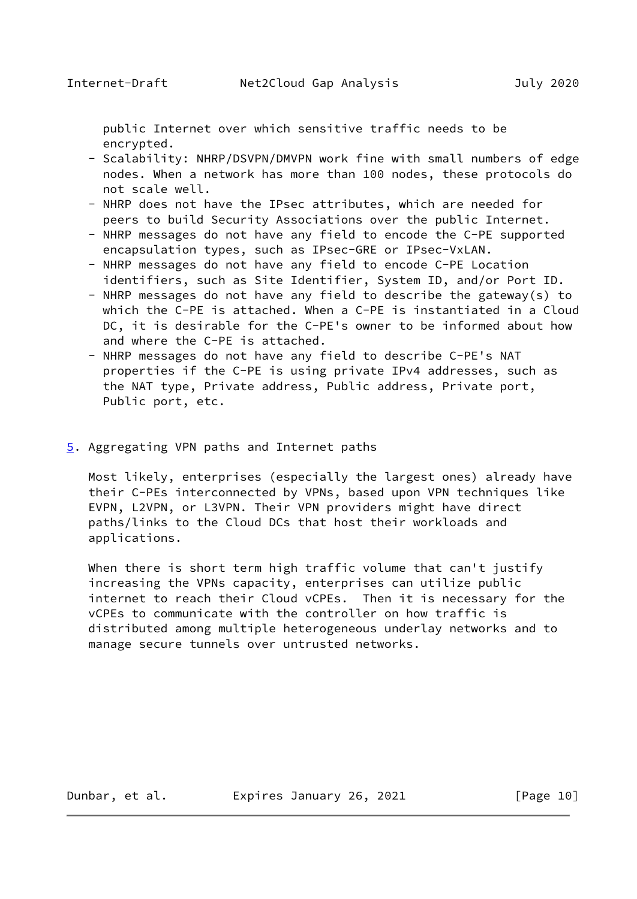public Internet over which sensitive traffic needs to be encrypted.

- Scalability: NHRP/DSVPN/DMVPN work fine with small numbers of edge nodes. When a network has more than 100 nodes, these protocols do not scale well.
- NHRP does not have the IPsec attributes, which are needed for peers to build Security Associations over the public Internet.
- NHRP messages do not have any field to encode the C-PE supported encapsulation types, such as IPsec-GRE or IPsec-VxLAN.
- NHRP messages do not have any field to encode C-PE Location identifiers, such as Site Identifier, System ID, and/or Port ID.
- NHRP messages do not have any field to describe the gateway(s) to which the C-PE is attached. When a C-PE is instantiated in a Cloud DC, it is desirable for the C-PE's owner to be informed about how and where the C-PE is attached.
- NHRP messages do not have any field to describe C-PE's NAT properties if the C-PE is using private IPv4 addresses, such as the NAT type, Private address, Public address, Private port, Public port, etc.

## 5. Aggregating VPN paths and Internet paths

Most likely, enterprises (especially the largest ones) already have their C-PEs interconnected by VPNs, based upon VPN techniques like EVPN, L2VPN, or L3VPN. Their VPN providers might have direct paths/links to the Cloud DCs that host their workloads and applications.

When there is short term high traffic volume that can't justify increasing the VPNs capacity, enterprises can utilize public internet to reach their Cloud vCPEs. Then it is necessary for the vCPEs to communicate with the controller on how traffic is distributed among multiple heterogeneous underlay networks and to manage secure tunnels over untrusted networks.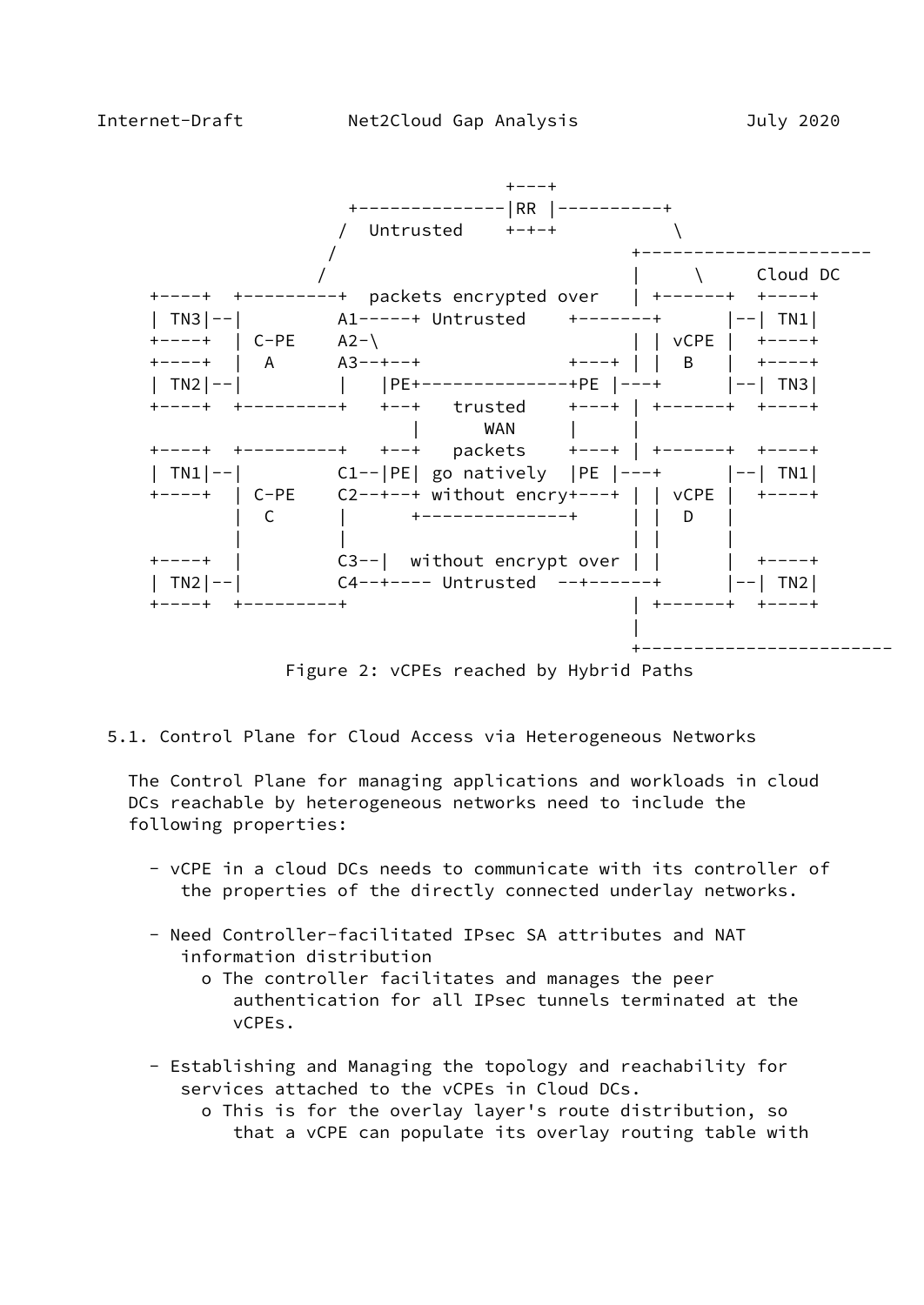```
                                    +---+
                  +--------------|RR |----------+
                 /  Untrusted    +-+-+           \
                /                               +----------------------
               /                                |     \     Cloud DC
  +----+  +---------+  packets encrypted over   | +------+  +----+
  | TN3|--|         A1-----+ Untrusted    +-------+      |--| TN1|
  +----+  | C-PE    A2-\                        | | vCPE |  +----+
  +----+  |  A      A3--+--+              +----+ | |  B   |  +----+
  | TN2|--|         |   |PE+--------------+PE |---+      |--| TN3|
  +----+  +---------+   +--+   trusted    +----+ | +------+  +----+
                             |      WAN     |     |
  +----+  +---------+   +--+   packets    +----+ | +------+  +----+
  | TN1|--|         C1--|PE| go natively  |PE |---+      |--| TN1|
  +----+  | C-PE    C2--+--+ without encry+---+ | | vCPE |  +----+
          |  C      |      +--------------+     | |  D   |
          |         |                           | |      |
  +----+  |         C3--|  without encrypt over | |      |  +----+
  | TN2|--|         C4--+---- Untrusted  --+------+      |--| TN2|
  +----+  +---------+                           | +------+  +----+
                                                |
                                                +-----------------------
```

Figure 2: vCPEs reached by Hybrid Paths

## 5.1. Control Plane for Cloud Access via Heterogeneous Networks

The Control Plane for managing applications and workloads in cloud DCs reachable by heterogeneous networks need to include the following properties:

- vCPE in a cloud DCs needs to communicate with its controller of the properties of the directly connected underlay networks.

- Need Controller-facilitated IPsec SA attributes and NAT information distribution
  - o The controller facilitates and manages the peer authentication for all IPsec tunnels terminated at the vCPEs.

- Establishing and Managing the topology and reachability for services attached to the vCPEs in Cloud DCs.
  - o This is for the overlay layer's route distribution, so that a vCPE can populate its overlay routing table with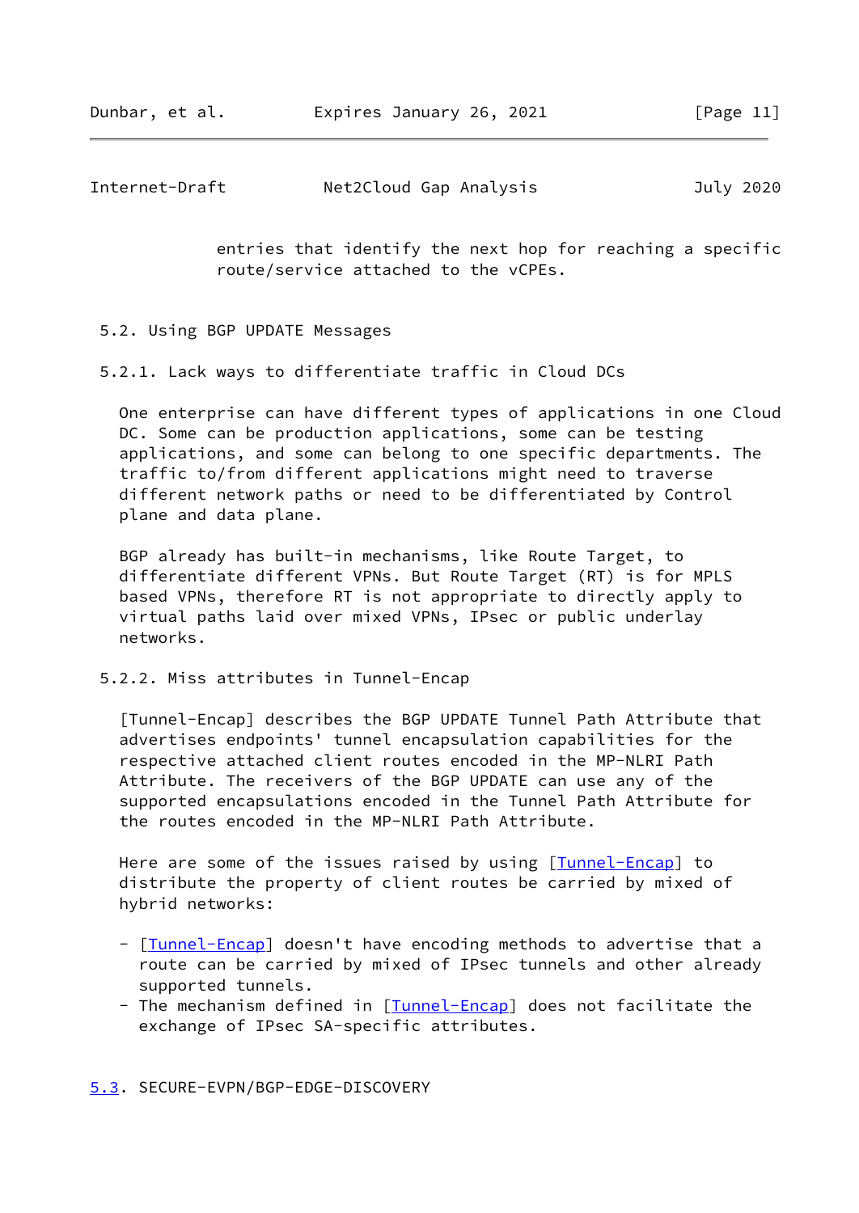entries that identify the next hop for reaching a specific route/service attached to the vCPEs.

### 5.2. Using BGP UPDATE Messages

#### 5.2.1. Lack ways to differentiate traffic in Cloud DCs

One enterprise can have different types of applications in one Cloud DC. Some can be production applications, some can be testing applications, and some can belong to one specific departments. The traffic to/from different applications might need to traverse different network paths or need to be differentiated by Control plane and data plane.

BGP already has built-in mechanisms, like Route Target, to differentiate different VPNs. But Route Target (RT) is for MPLS based VPNs, therefore RT is not appropriate to directly apply to virtual paths laid over mixed VPNs, IPsec or public underlay networks.

#### 5.2.2. Miss attributes in Tunnel-Encap

[Tunnel-Encap] describes the BGP UPDATE Tunnel Path Attribute that advertises endpoints' tunnel encapsulation capabilities for the respective attached client routes encoded in the MP-NLRI Path Attribute. The receivers of the BGP UPDATE can use any of the supported encapsulations encoded in the Tunnel Path Attribute for the routes encoded in the MP-NLRI Path Attribute.

Here are some of the issues raised by using [Tunnel-Encap] to distribute the property of client routes be carried by mixed of hybrid networks:

- [Tunnel-Encap] doesn't have encoding methods to advertise that a route can be carried by mixed of IPsec tunnels and other already supported tunnels.
- The mechanism defined in [Tunnel-Encap] does not facilitate the exchange of IPsec SA-specific attributes.

### 5.3. SECURE-EVPN/BGP-EDGE-DISCOVERY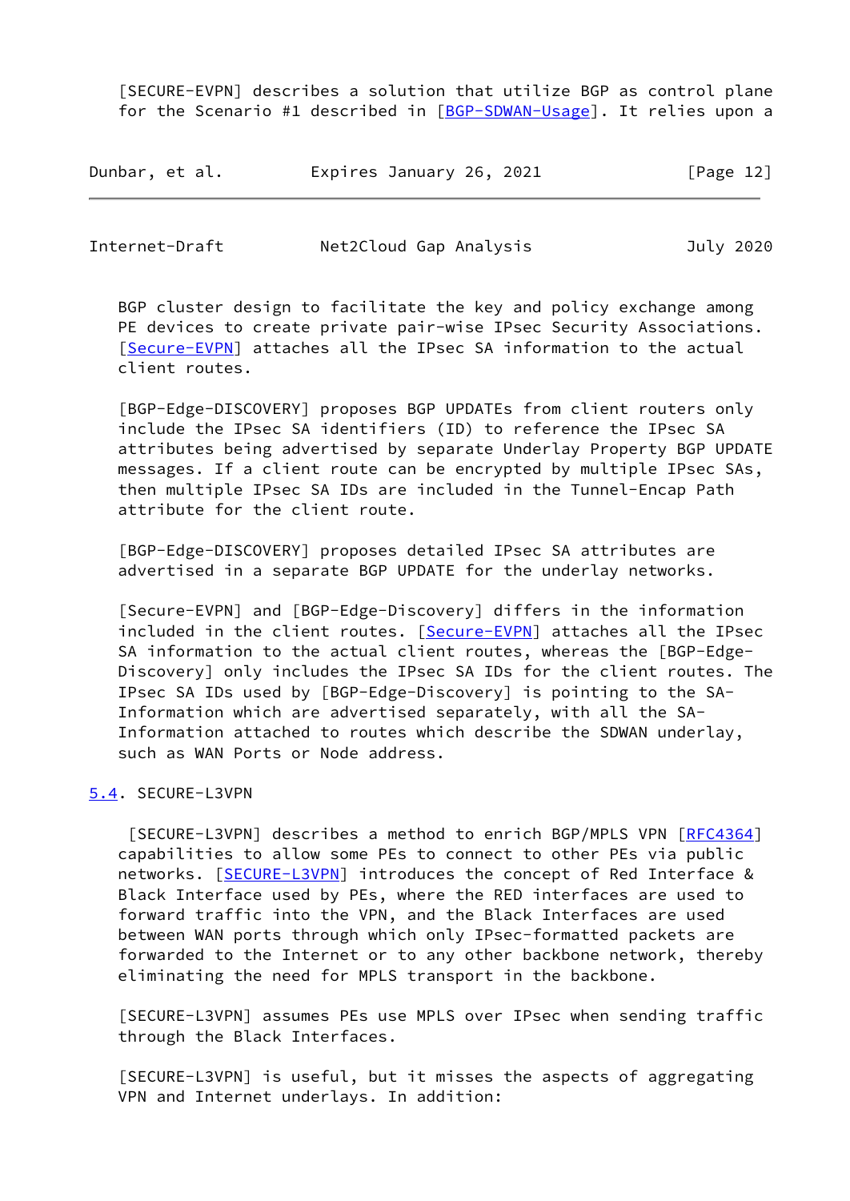[SECURE-EVPN] describes a solution that utilize BGP as control plane for the Scenario #1 described in [BGP-SDWAN-Usage]. It relies upon a BGP cluster design to facilitate the key and policy exchange among PE devices to create private pair-wise IPsec Security Associations. [Secure-EVPN] attaches all the IPsec SA information to the actual client routes.

[BGP-Edge-DISCOVERY] proposes BGP UPDATEs from client routers only include the IPsec SA identifiers (ID) to reference the IPsec SA attributes being advertised by separate Underlay Property BGP UPDATE messages. If a client route can be encrypted by multiple IPsec SAs, then multiple IPsec SA IDs are included in the Tunnel-Encap Path attribute for the client route.

[BGP-Edge-DISCOVERY] proposes detailed IPsec SA attributes are advertised in a separate BGP UPDATE for the underlay networks.

[Secure-EVPN] and [BGP-Edge-Discovery] differs in the information included in the client routes. [Secure-EVPN] attaches all the IPsec SA information to the actual client routes, whereas the [BGP-Edge-Discovery] only includes the IPsec SA IDs for the client routes. The IPsec SA IDs used by [BGP-Edge-Discovery] is pointing to the SA-Information which are advertised separately, with all the SA-Information attached to routes which describe the SDWAN underlay, such as WAN Ports or Node address.

## 5.4. SECURE-L3VPN

[SECURE-L3VPN] describes a method to enrich BGP/MPLS VPN [RFC4364] capabilities to allow some PEs to connect to other PEs via public networks. [SECURE-L3VPN] introduces the concept of Red Interface & Black Interface used by PEs, where the RED interfaces are used to forward traffic into the VPN, and the Black Interfaces are used between WAN ports through which only IPsec-formatted packets are forwarded to the Internet or to any other backbone network, thereby eliminating the need for MPLS transport in the backbone.

[SECURE-L3VPN] assumes PEs use MPLS over IPsec when sending traffic through the Black Interfaces.

[SECURE-L3VPN] is useful, but it misses the aspects of aggregating VPN and Internet underlays. In addition: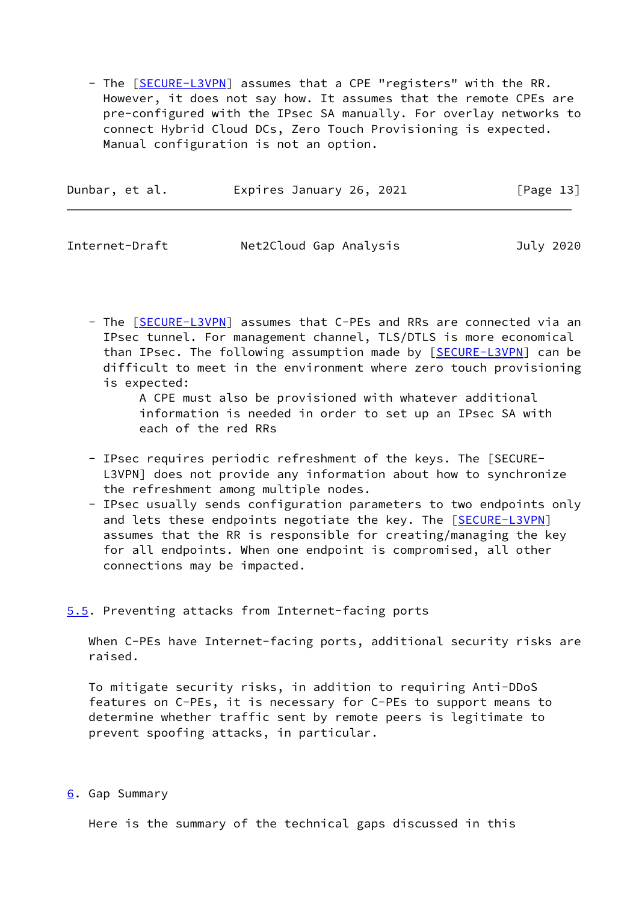- The [SECURE-L3VPN] assumes that a CPE "registers" with the RR. However, it does not say how. It assumes that the remote CPEs are pre-configured with the IPsec SA manually. For overlay networks to connect Hybrid Cloud DCs, Zero Touch Provisioning is expected. Manual configuration is not an option.

- The [SECURE-L3VPN] assumes that C-PEs and RRs are connected via an IPsec tunnel. For management channel, TLS/DTLS is more economical than IPsec. The following assumption made by [SECURE-L3VPN] can be difficult to meet in the environment where zero touch provisioning is expected:

  > A CPE must also be provisioned with whatever additional information is needed in order to set up an IPsec SA with each of the red RRs

- IPsec requires periodic refreshment of the keys. The [SECURE-L3VPN] does not provide any information about how to synchronize the refreshment among multiple nodes.
- IPsec usually sends configuration parameters to two endpoints only and lets these endpoints negotiate the key. The [SECURE-L3VPN] assumes that the RR is responsible for creating/managing the key for all endpoints. When one endpoint is compromised, all other connections may be impacted.

### 5.5. Preventing attacks from Internet-facing ports

When C-PEs have Internet-facing ports, additional security risks are raised.

To mitigate security risks, in addition to requiring Anti-DDoS features on C-PEs, it is necessary for C-PEs to support means to determine whether traffic sent by remote peers is legitimate to prevent spoofing attacks, in particular.

## 6. Gap Summary

Here is the summary of the technical gaps discussed in this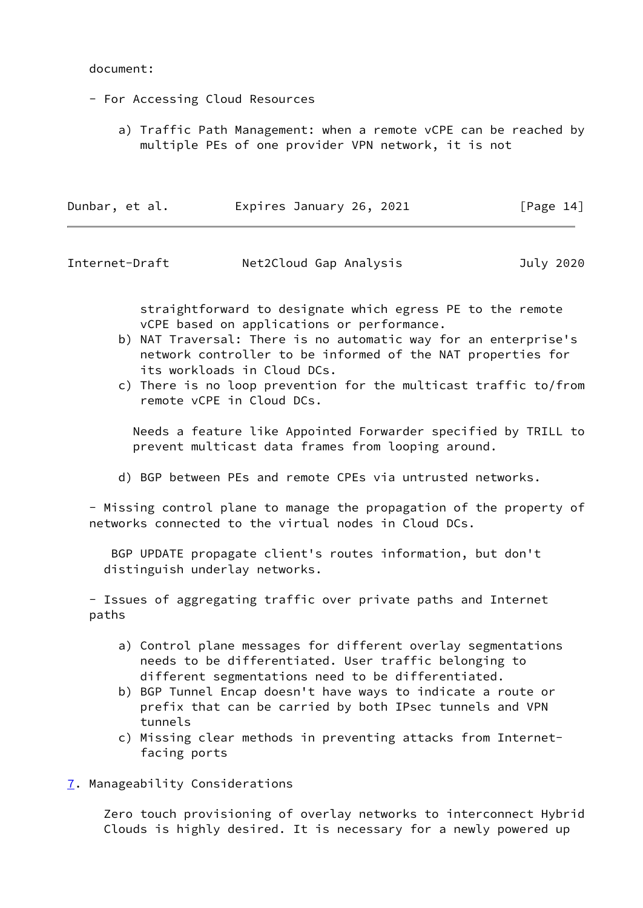document:

- For Accessing Cloud Resources

    a) Traffic Path Management: when a remote vCPE can be reached by multiple PEs of one provider VPN network, it is not straightforward to designate which egress PE to the remote vCPE based on applications or performance.

    b) NAT Traversal: There is no automatic way for an enterprise's network controller to be informed of the NAT properties for its workloads in Cloud DCs.

    c) There is no loop prevention for the multicast traffic to/from remote vCPE in Cloud DCs.

       Needs a feature like Appointed Forwarder specified by TRILL to prevent multicast data frames from looping around.

    d) BGP between PEs and remote CPEs via untrusted networks.

- Missing control plane to manage the propagation of the property of networks connected to the virtual nodes in Cloud DCs.

  BGP UPDATE propagate client's routes information, but don't distinguish underlay networks.

- Issues of aggregating traffic over private paths and Internet paths

    a) Control plane messages for different overlay segmentations needs to be differentiated. User traffic belonging to different segmentations need to be differentiated.

    b) BGP Tunnel Encap doesn't have ways to indicate a route or prefix that can be carried by both IPsec tunnels and VPN tunnels

    c) Missing clear methods in preventing attacks from Internet-facing ports

## 7. Manageability Considerations

Zero touch provisioning of overlay networks to interconnect Hybrid Clouds is highly desired. It is necessary for a newly powered up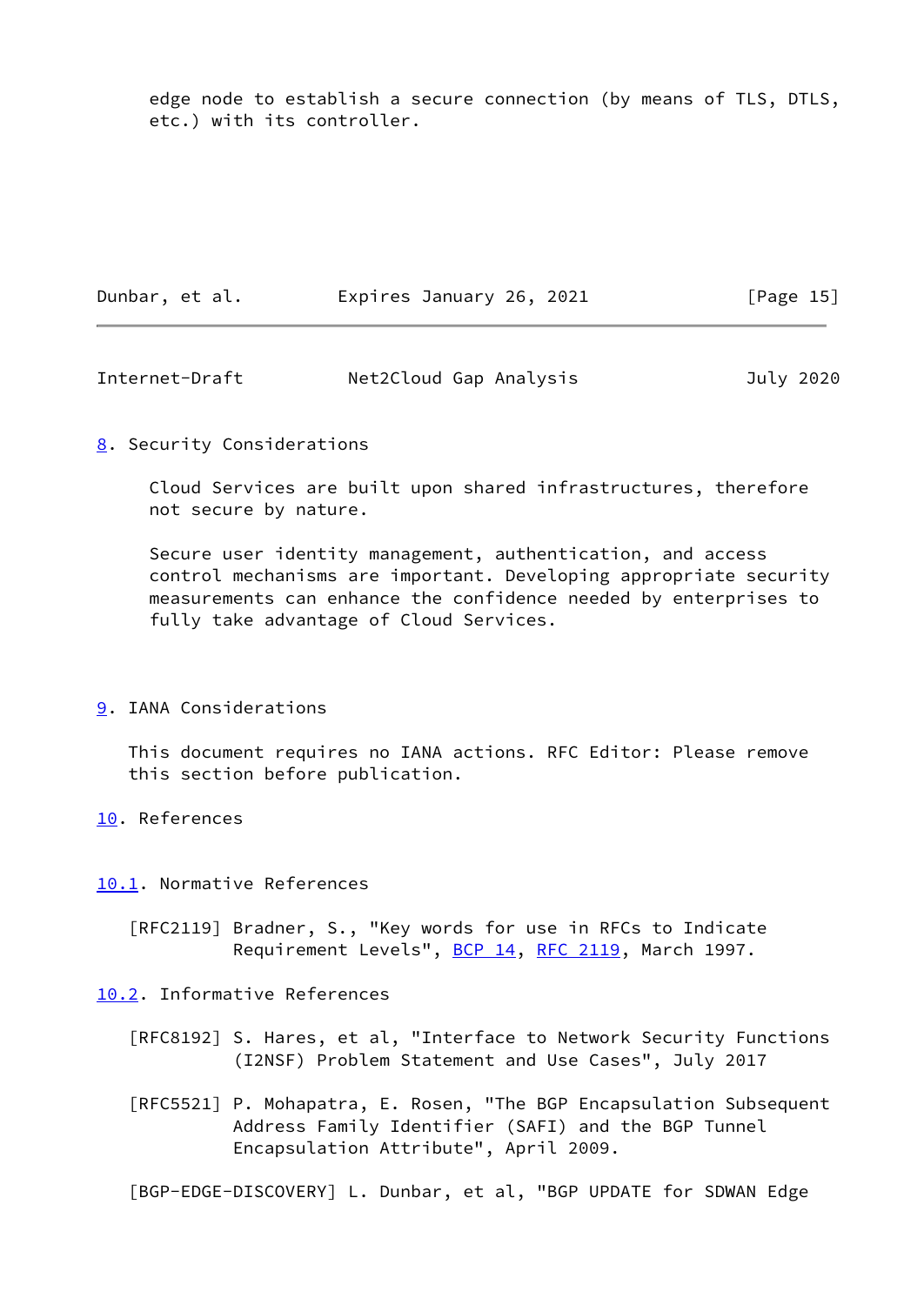edge node to establish a secure connection (by means of TLS, DTLS, etc.) with its controller.

## 8. Security Considerations

Cloud Services are built upon shared infrastructures, therefore not secure by nature.

Secure user identity management, authentication, and access control mechanisms are important. Developing appropriate security measurements can enhance the confidence needed by enterprises to fully take advantage of Cloud Services.

## 9. IANA Considerations

This document requires no IANA actions. RFC Editor: Please remove this section before publication.

## 10. References

### 10.1. Normative References

[RFC2119] Bradner, S., "Key words for use in RFCs to Indicate Requirement Levels", BCP 14, RFC 2119, March 1997.

### 10.2. Informative References

[RFC8192] S. Hares, et al, "Interface to Network Security Functions (I2NSF) Problem Statement and Use Cases", July 2017

[RFC5521] P. Mohapatra, E. Rosen, "The BGP Encapsulation Subsequent Address Family Identifier (SAFI) and the BGP Tunnel Encapsulation Attribute", April 2009.

[BGP-EDGE-DISCOVERY] L. Dunbar, et al, "BGP UPDATE for SDWAN Edge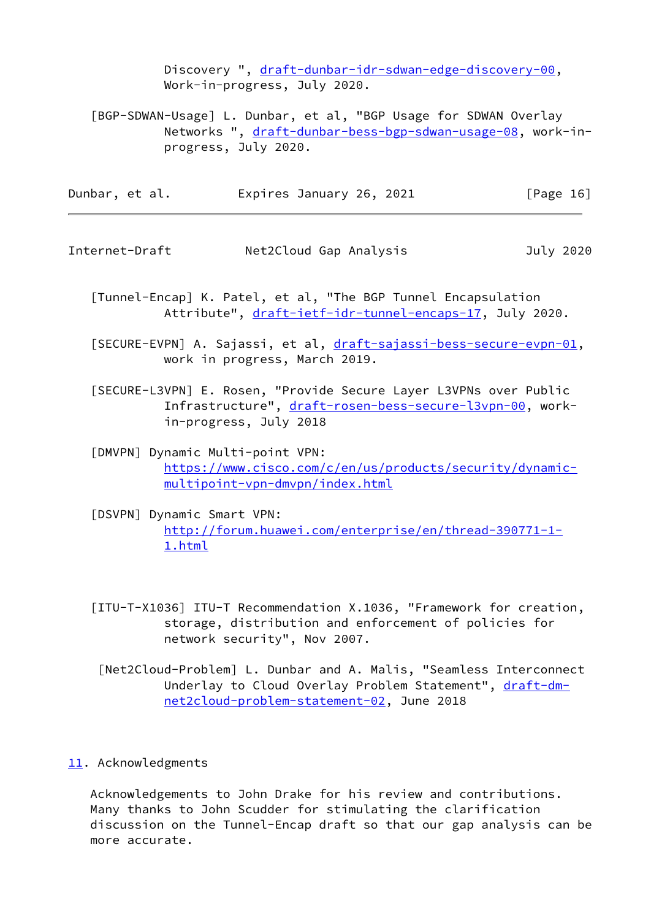Discovery ", draft-dunbar-idr-sdwan-edge-discovery-00, Work-in-progress, July 2020.

[BGP-SDWAN-Usage] L. Dunbar, et al, "BGP Usage for SDWAN Overlay Networks ", draft-dunbar-bess-bgp-sdwan-usage-08, work-in-progress, July 2020.

[Tunnel-Encap] K. Patel, et al, "The BGP Tunnel Encapsulation Attribute", draft-ietf-idr-tunnel-encaps-17, July 2020.

[SECURE-EVPN] A. Sajassi, et al, draft-sajassi-bess-secure-evpn-01, work in progress, March 2019.

[SECURE-L3VPN] E. Rosen, "Provide Secure Layer L3VPNs over Public Infrastructure", draft-rosen-bess-secure-l3vpn-00, work-in-progress, July 2018

[DMVPN] Dynamic Multi-point VPN: https://www.cisco.com/c/en/us/products/security/dynamic-multipoint-vpn-dmvpn/index.html

[DSVPN] Dynamic Smart VPN: http://forum.huawei.com/enterprise/en/thread-390771-1-1.html

[ITU-T-X1036] ITU-T Recommendation X.1036, "Framework for creation, storage, distribution and enforcement of policies for network security", Nov 2007.

[Net2Cloud-Problem] L. Dunbar and A. Malis, "Seamless Interconnect Underlay to Cloud Overlay Problem Statement", draft-dm-net2cloud-problem-statement-02, June 2018

## 11. Acknowledgments

Acknowledgements to John Drake for his review and contributions. Many thanks to John Scudder for stimulating the clarification discussion on the Tunnel-Encap draft so that our gap analysis can be more accurate.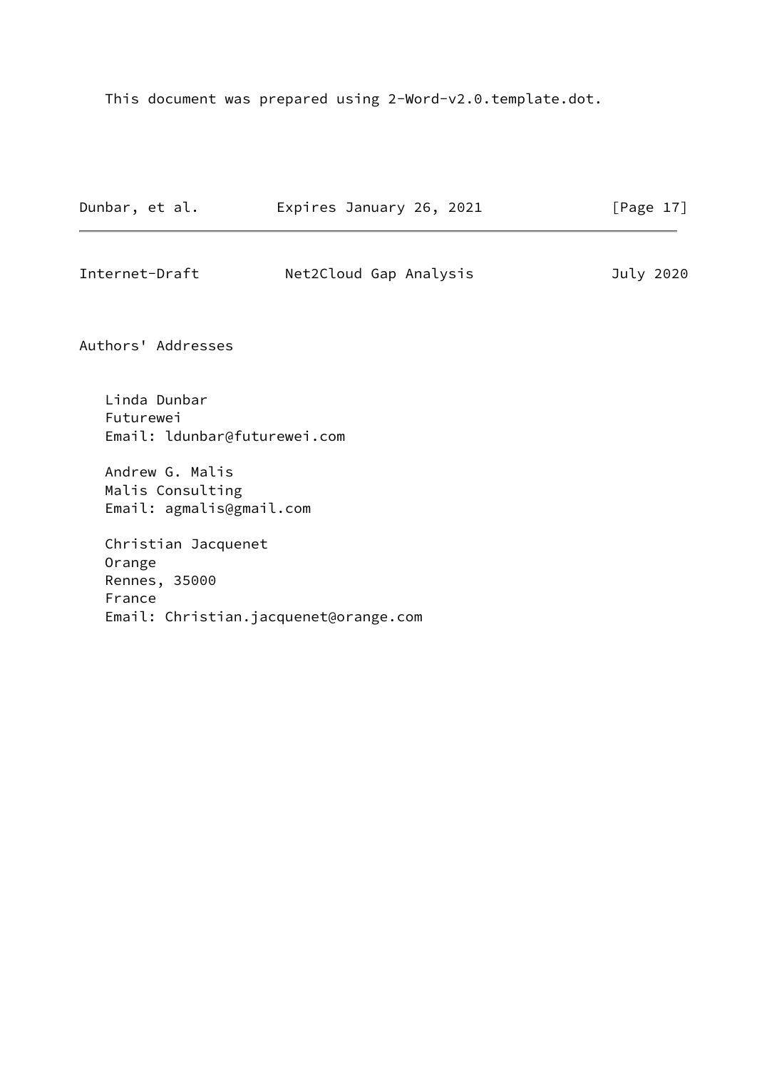This document was prepared using 2-Word-v2.0.template.dot.

## Authors' Addresses

Linda Dunbar
Futurewei
Email: ldunbar@futurewei.com

Andrew G. Malis
Malis Consulting
Email: agmalis@gmail.com

Christian Jacquenet
Orange
Rennes, 35000
France
Email: Christian.jacquenet@orange.com